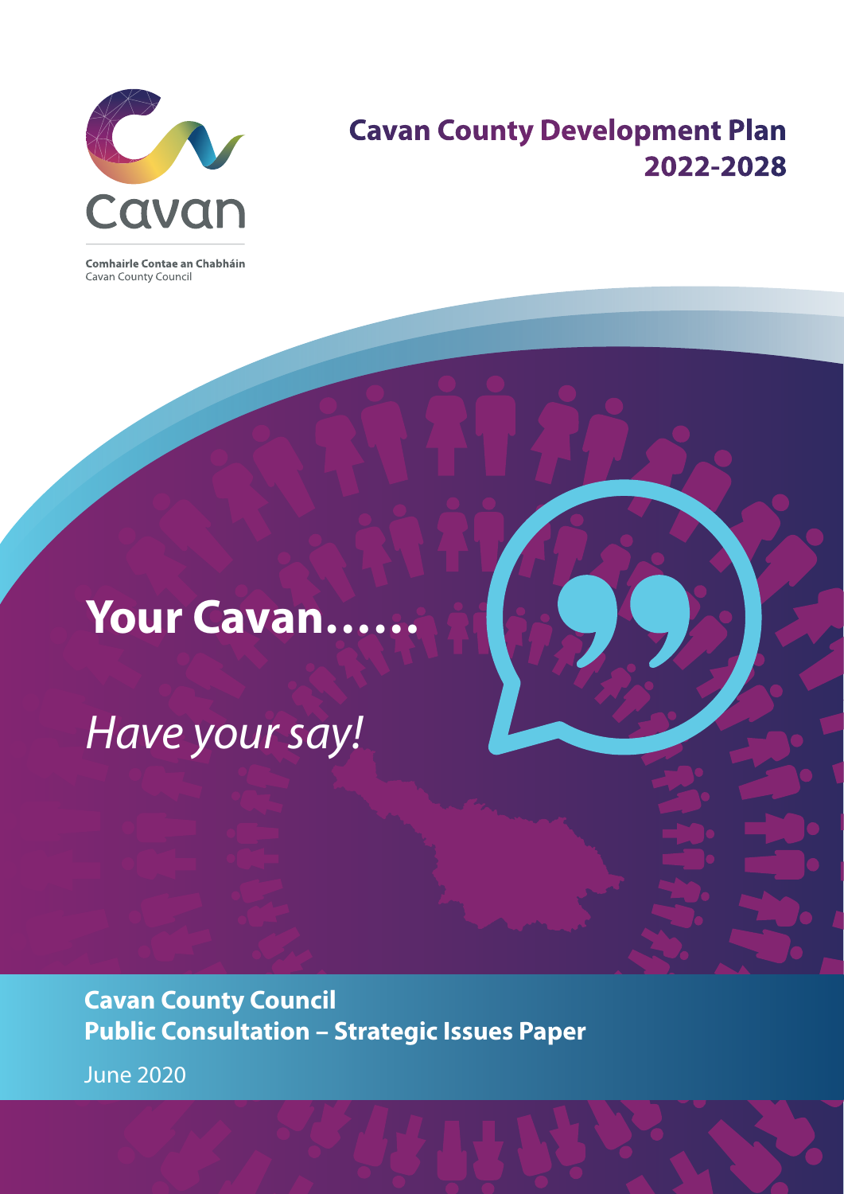Cavan

**Comhairle Contae an Chabháin**
Cavan County Council

# Cavan County Development Plan 2022-2028

## Your Cavan……

*Have your say!*

**Cavan County Council**
**Public Consultation – Strategic Issues Paper**

June 2020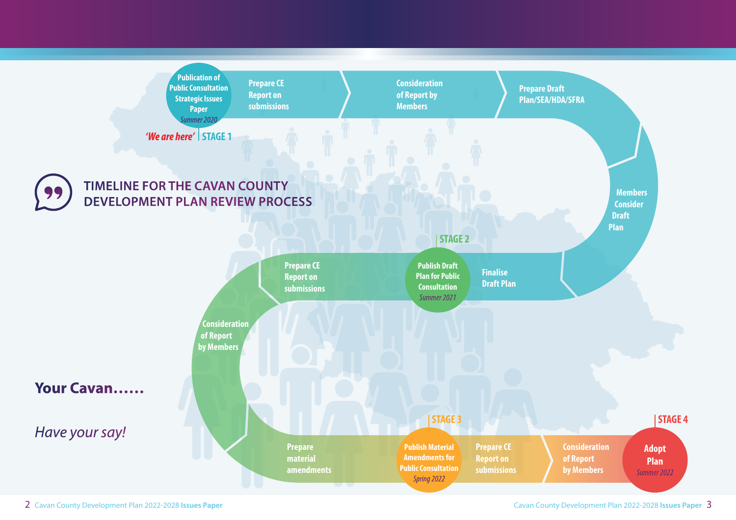# TIMELINE FOR THE CAVAN COUNTY DEVELOPMENT PLAN REVIEW PROCESS

**Your Cavan……**

*Have your say!*

**STAGE 1** — *'We are here'*

- **Publication of Public Consultation Strategic Issues Paper** — *Summer 2020*
- Prepare CE Report on submissions
- Consideration of Report by Members
- Prepare Draft Plan/SEA/HDA/SFRA
- Members Consider Draft Plan
- Finalise Draft Plan

**STAGE 2**

- **Publish Draft Plan for Public Consultation** — *Summer 2021*
- Prepare CE Report on submissions
- Consideration of Report by Members
- Prepare material amendments

**STAGE 3**

- **Publish Material Amendments for Public Consultation** — *Spring 2022*
- Prepare CE Report on submissions
- Consideration of Report by Members

**STAGE 4**

- **Adopt Plan** — *Summer 2022*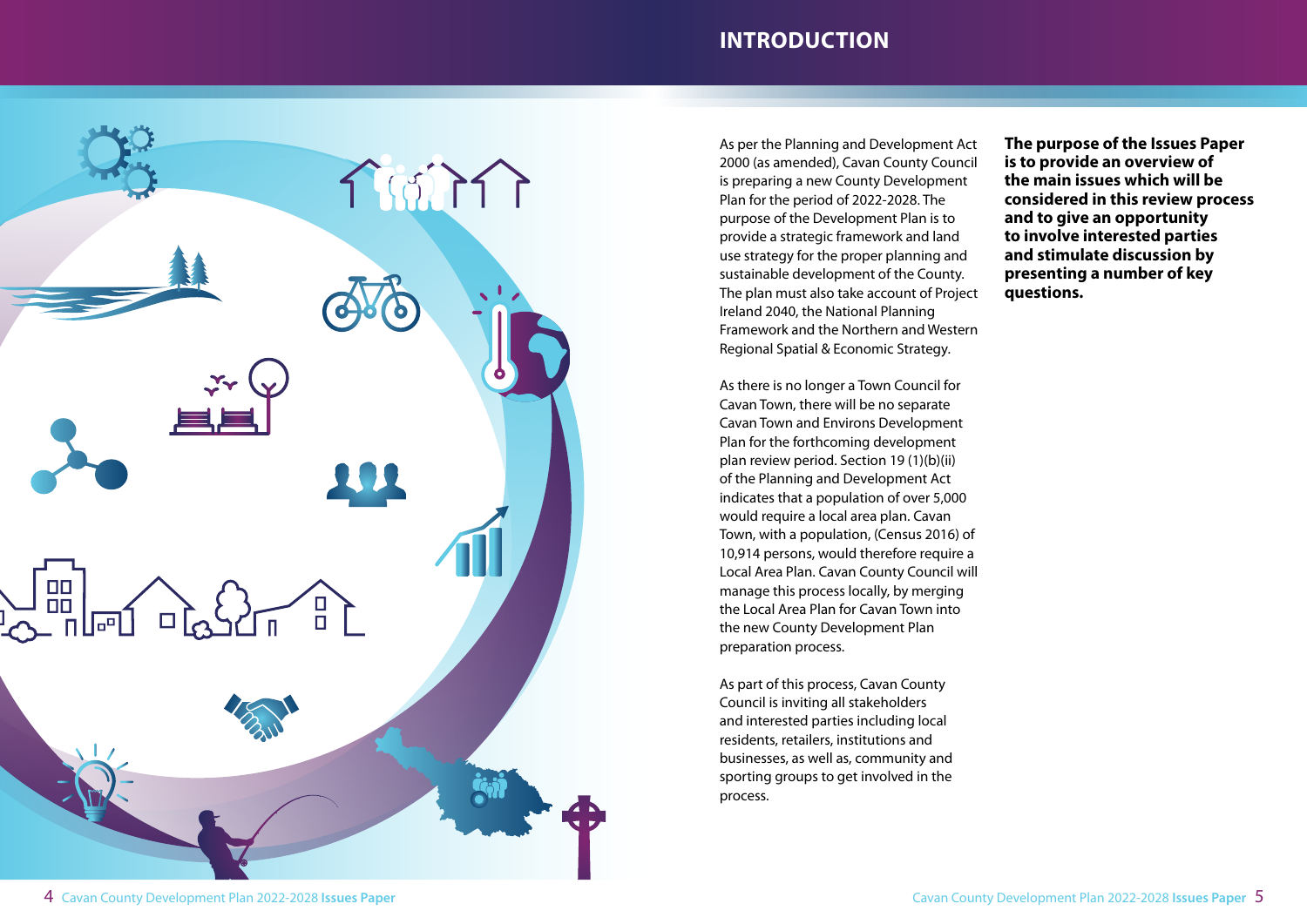# INTRODUCTION

As per the Planning and Development Act 2000 (as amended), Cavan County Council is preparing a new County Development Plan for the period of 2022-2028. The purpose of the Development Plan is to provide a strategic framework and land use strategy for the proper planning and sustainable development of the County. The plan must also take account of Project Ireland 2040, the National Planning Framework and the Northern and Western Regional Spatial & Economic Strategy.

As there is no longer a Town Council for Cavan Town, there will be no separate Cavan Town and Environs Development Plan for the forthcoming development plan review period. Section 19 (1)(b)(ii) of the Planning and Development Act indicates that a population of over 5,000 would require a local area plan. Cavan Town, with a population, (Census 2016) of 10,914 persons, would therefore require a Local Area Plan. Cavan County Council will manage this process locally, by merging the Local Area Plan for Cavan Town into the new County Development Plan preparation process.

As part of this process, Cavan County Council is inviting all stakeholders and interested parties including local residents, retailers, institutions and businesses, as well as, community and sporting groups to get involved in the process.

**The purpose of the Issues Paper is to provide an overview of the main issues which will be considered in this review process and to give an opportunity to involve interested parties and stimulate discussion by presenting a number of key questions.**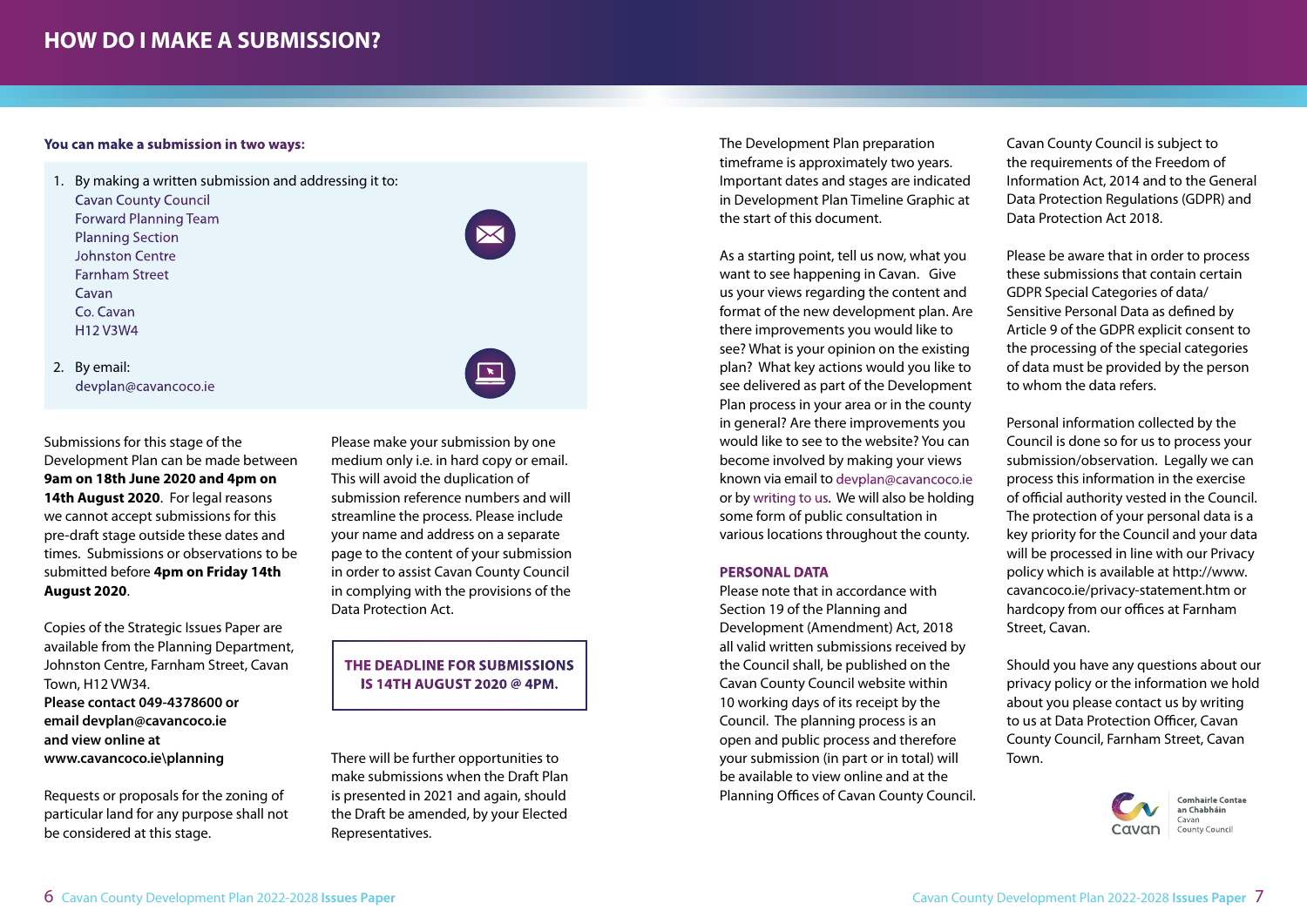# HOW DO I MAKE A SUBMISSION?

**You can make a submission in two ways:**

1. By making a written submission and addressing it to:
   Cavan County Council
   Forward Planning Team
   Planning Section
   Johnston Centre
   Farnham Street
   Cavan
   Co. Cavan
   H12 V3W4

2. By email:
   devplan@cavancoco.ie

Submissions for this stage of the Development Plan can be made between **9am on 18th June 2020 and 4pm on 14th August 2020**. For legal reasons we cannot accept submissions for this pre-draft stage outside these dates and times. Submissions or observations to be submitted before **4pm on Friday 14th August 2020**.

Copies of the Strategic Issues Paper are available from the Planning Department, Johnston Centre, Farnham Street, Cavan Town, H12 VW34.
**Please contact 049-4378600 or email devplan@cavancoco.ie and view online at www.cavancoco.ie\planning**

Requests or proposals for the zoning of particular land for any purpose shall not be considered at this stage.

Please make your submission by one medium only i.e. in hard copy or email. This will avoid the duplication of submission reference numbers and will streamline the process. Please include your name and address on a separate page to the content of your submission in order to assist Cavan County Council in complying with the provisions of the Data Protection Act.

**THE DEADLINE FOR SUBMISSIONS IS 14TH AUGUST 2020 @ 4PM.**

There will be further opportunities to make submissions when the Draft Plan is presented in 2021 and again, should the Draft be amended, by your Elected Representatives.

The Development Plan preparation timeframe is approximately two years. Important dates and stages are indicated in Development Plan Timeline Graphic at the start of this document.

As a starting point, tell us now, what you want to see happening in Cavan. Give us your views regarding the content and format of the new development plan. Are there improvements you would like to see? What is your opinion on the existing plan? What key actions would you like to see delivered as part of the Development Plan process in your area or in the county in general? Are there improvements you would like to see to the website? You can become involved by making your views known via email to devplan@cavancoco.ie or by writing to us. We will also be holding some form of public consultation in various locations throughout the county.

## PERSONAL DATA

Please note that in accordance with Section 19 of the Planning and Development (Amendment) Act, 2018 all valid written submissions received by the Council shall, be published on the Cavan County Council website within 10 working days of its receipt by the Council. The planning process is an open and public process and therefore your submission (in part or in total) will be available to view online and at the Planning Offices of Cavan County Council.

Cavan County Council is subject to the requirements of the Freedom of Information Act, 2014 and to the General Data Protection Regulations (GDPR) and Data Protection Act 2018.

Please be aware that in order to process these submissions that contain certain GDPR Special Categories of data/ Sensitive Personal Data as defined by Article 9 of the GDPR explicit consent to the processing of the special categories of data must be provided by the person to whom the data refers.

Personal information collected by the Council is done so for us to process your submission/observation. Legally we can process this information in the exercise of official authority vested in the Council. The protection of your personal data is a key priority for the Council and your data will be processed in line with our Privacy policy which is available at http://www.cavancoco.ie/privacy-statement.htm or hardcopy from our offices at Farnham Street, Cavan.

Should you have any questions about our privacy policy or the information we hold about you please contact us by writing to us at Data Protection Officer, Cavan County Council, Farnham Street, Cavan Town.

Comhairle Contae an Chabháin
Cavan County Council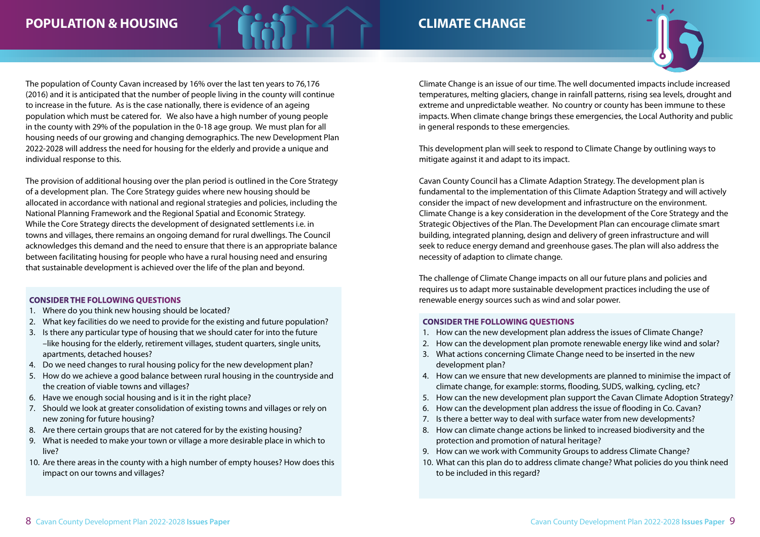# POPULATION & HOUSING

The population of County Cavan increased by 16% over the last ten years to 76,176 (2016) and it is anticipated that the number of people living in the county will continue to increase in the future. As is the case nationally, there is evidence of an ageing population which must be catered for. We also have a high number of young people in the county with 29% of the population in the 0-18 age group. We must plan for all housing needs of our growing and changing demographics. The new Development Plan 2022-2028 will address the need for housing for the elderly and provide a unique and individual response to this.

The provision of additional housing over the plan period is outlined in the Core Strategy of a development plan. The Core Strategy guides where new housing should be allocated in accordance with national and regional strategies and policies, including the National Planning Framework and the Regional Spatial and Economic Strategy. While the Core Strategy directs the development of designated settlements i.e. in towns and villages, there remains an ongoing demand for rural dwellings. The Council acknowledges this demand and the need to ensure that there is an appropriate balance between facilitating housing for people who have a rural housing need and ensuring that sustainable development is achieved over the life of the plan and beyond.

**CONSIDER THE FOLLOWING QUESTIONS**

1. Where do you think new housing should be located?
2. What key facilities do we need to provide for the existing and future population?
3. Is there any particular type of housing that we should cater for into the future –like housing for the elderly, retirement villages, student quarters, single units, apartments, detached houses?
4. Do we need changes to rural housing policy for the new development plan?
5. How do we achieve a good balance between rural housing in the countryside and the creation of viable towns and villages?
6. Have we enough social housing and is it in the right place?
7. Should we look at greater consolidation of existing towns and villages or rely on new zoning for future housing?
8. Are there certain groups that are not catered for by the existing housing?
9. What is needed to make your town or village a more desirable place in which to live?
10. Are there areas in the county with a high number of empty houses? How does this impact on our towns and villages?

# CLIMATE CHANGE

Climate Change is an issue of our time. The well documented impacts include increased temperatures, melting glaciers, change in rainfall patterns, rising sea levels, drought and extreme and unpredictable weather. No country or county has been immune to these impacts. When climate change brings these emergencies, the Local Authority and public in general responds to these emergencies.

This development plan will seek to respond to Climate Change by outlining ways to mitigate against it and adapt to its impact.

Cavan County Council has a Climate Adaption Strategy. The development plan is fundamental to the implementation of this Climate Adaption Strategy and will actively consider the impact of new development and infrastructure on the environment. Climate Change is a key consideration in the development of the Core Strategy and the Strategic Objectives of the Plan. The Development Plan can encourage climate smart building, integrated planning, design and delivery of green infrastructure and will seek to reduce energy demand and greenhouse gases. The plan will also address the necessity of adaption to climate change.

The challenge of Climate Change impacts on all our future plans and policies and requires us to adapt more sustainable development practices including the use of renewable energy sources such as wind and solar power.

**CONSIDER THE FOLLOWING QUESTIONS**

1. How can the new development plan address the issues of Climate Change?
2. How can the development plan promote renewable energy like wind and solar?
3. What actions concerning Climate Change need to be inserted in the new development plan?
4. How can we ensure that new developments are planned to minimise the impact of climate change, for example: storms, flooding, SUDS, walking, cycling, etc?
5. How can the new development plan support the Cavan Climate Adoption Strategy?
6. How can the development plan address the issue of flooding in Co. Cavan?
7. Is there a better way to deal with surface water from new developments?
8. How can climate change actions be linked to increased biodiversity and the protection and promotion of natural heritage?
9. How can we work with Community Groups to address Climate Change?
10. What can this plan do to address climate change? What policies do you think need to be included in this regard?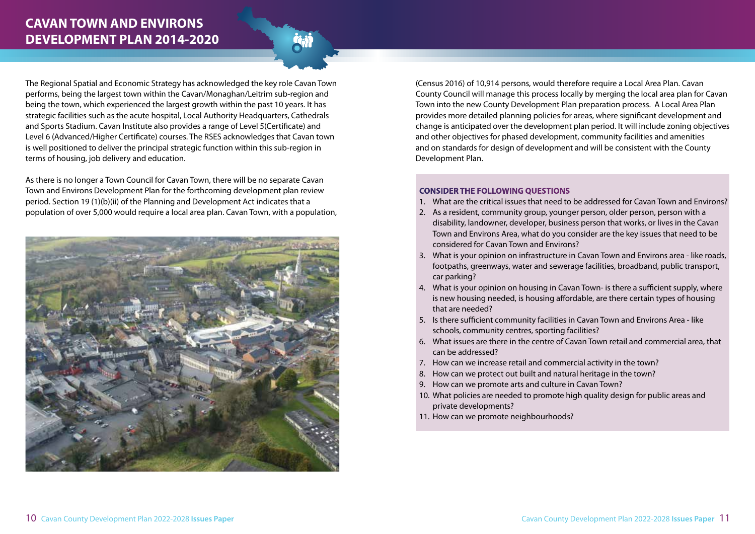# CAVAN TOWN AND ENVIRONS DEVELOPMENT PLAN 2014-2020

The Regional Spatial and Economic Strategy has acknowledged the key role Cavan Town performs, being the largest town within the Cavan/Monaghan/Leitrim sub-region and being the town, which experienced the largest growth within the past 10 years. It has strategic facilities such as the acute hospital, Local Authority Headquarters, Cathedrals and Sports Stadium. Cavan Institute also provides a range of Level 5(Certificate) and Level 6 (Advanced/Higher Certificate) courses. The RSES acknowledges that Cavan town is well positioned to deliver the principal strategic function within this sub-region in terms of housing, job delivery and education.

As there is no longer a Town Council for Cavan Town, there will be no separate Cavan Town and Environs Development Plan for the forthcoming development plan review period. Section 19 (1)(b)(ii) of the Planning and Development Act indicates that a population of over 5,000 would require a local area plan. Cavan Town, with a population, (Census 2016) of 10,914 persons, would therefore require a Local Area Plan. Cavan County Council will manage this process locally by merging the local area plan for Cavan Town into the new County Development Plan preparation process. A Local Area Plan provides more detailed planning policies for areas, where significant development and change is anticipated over the development plan period. It will include zoning objectives and other objectives for phased development, community facilities and amenities and on standards for design of development and will be consistent with the County Development Plan.

**CONSIDER THE FOLLOWING QUESTIONS**

1. What are the critical issues that need to be addressed for Cavan Town and Environs?
2. As a resident, community group, younger person, older person, person with a disability, landowner, developer, business person that works, or lives in the Cavan Town and Environs Area, what do you consider are the key issues that need to be considered for Cavan Town and Environs?
3. What is your opinion on infrastructure in Cavan Town and Environs area - like roads, footpaths, greenways, water and sewerage facilities, broadband, public transport, car parking?
4. What is your opinion on housing in Cavan Town- is there a sufficient supply, where is new housing needed, is housing affordable, are there certain types of housing that are needed?
5. Is there sufficient community facilities in Cavan Town and Environs Area - like schools, community centres, sporting facilities?
6. What issues are there in the centre of Cavan Town retail and commercial area, that can be addressed?
7. How can we increase retail and commercial activity in the town?
8. How can we protect out built and natural heritage in the town?
9. How can we promote arts and culture in Cavan Town?
10. What policies are needed to promote high quality design for public areas and private developments?
11. How can we promote neighbourhoods?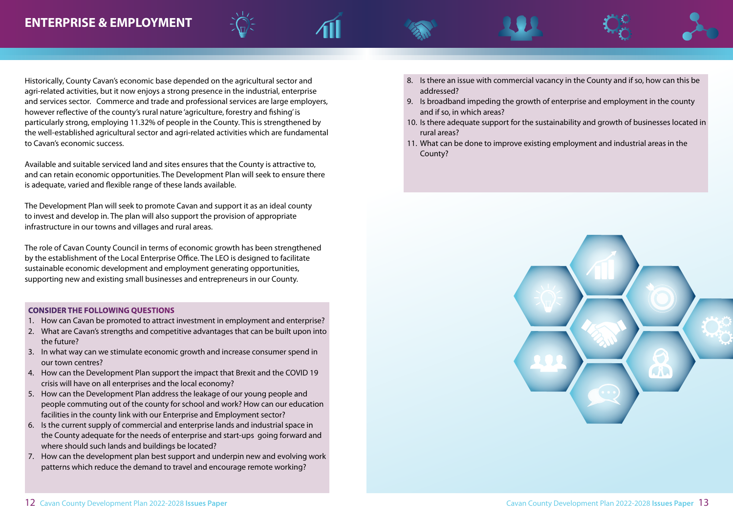# ENTERPRISE & EMPLOYMENT

Historically, County Cavan's economic base depended on the agricultural sector and agri-related activities, but it now enjoys a strong presence in the industrial, enterprise and services sector. Commerce and trade and professional services are large employers, however reflective of the county's rural nature 'agriculture, forestry and fishing' is particularly strong, employing 11.32% of people in the County. This is strengthened by the well-established agricultural sector and agri-related activities which are fundamental to Cavan's economic success.

Available and suitable serviced land and sites ensures that the County is attractive to, and can retain economic opportunities. The Development Plan will seek to ensure there is adequate, varied and flexible range of these lands available.

The Development Plan will seek to promote Cavan and support it as an ideal county to invest and develop in. The plan will also support the provision of appropriate infrastructure in our towns and villages and rural areas.

The role of Cavan County Council in terms of economic growth has been strengthened by the establishment of the Local Enterprise Office. The LEO is designed to facilitate sustainable economic development and employment generating opportunities, supporting new and existing small businesses and entrepreneurs in our County.

**CONSIDER THE FOLLOWING QUESTIONS**

1. How can Cavan be promoted to attract investment in employment and enterprise?
2. What are Cavan's strengths and competitive advantages that can be built upon into the future?
3. In what way can we stimulate economic growth and increase consumer spend in our town centres?
4. How can the Development Plan support the impact that Brexit and the COVID 19 crisis will have on all enterprises and the local economy?
5. How can the Development Plan address the leakage of our young people and people commuting out of the county for school and work? How can our education facilities in the county link with our Enterprise and Employment sector?
6. Is the current supply of commercial and enterprise lands and industrial space in the County adequate for the needs of enterprise and start-ups going forward and where should such lands and buildings be located?
7. How can the development plan best support and underpin new and evolving work patterns which reduce the demand to travel and encourage remote working?
8. Is there an issue with commercial vacancy in the County and if so, how can this be addressed?
9. Is broadband impeding the growth of enterprise and employment in the county and if so, in which areas?
10. Is there adequate support for the sustainability and growth of businesses located in rural areas?
11. What can be done to improve existing employment and industrial areas in the County?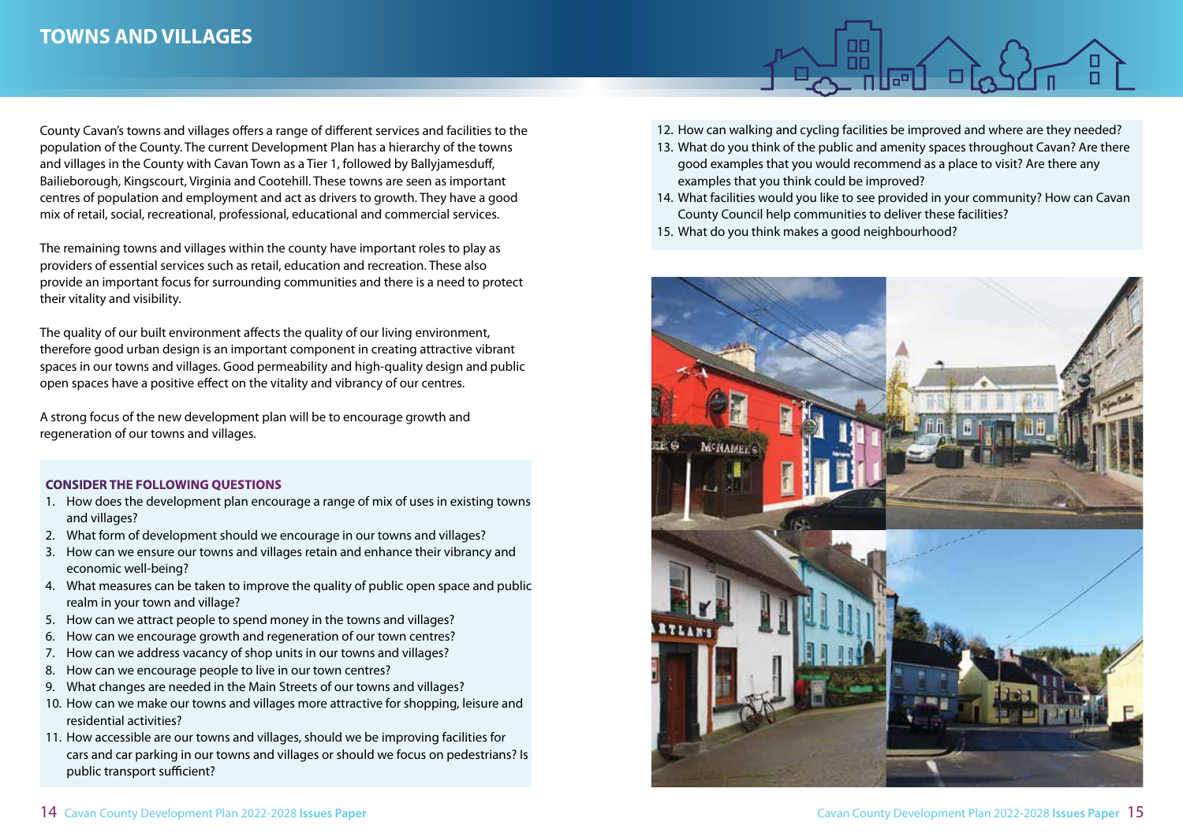# TOWNS AND VILLAGES

County Cavan's towns and villages offers a range of different services and facilities to the population of the County. The current Development Plan has a hierarchy of the towns and villages in the County with Cavan Town as a Tier 1, followed by Ballyjamesduff, Bailieborough, Kingscourt, Virginia and Cootehill. These towns are seen as important centres of population and employment and act as drivers to growth. They have a good mix of retail, social, recreational, professional, educational and commercial services.

The remaining towns and villages within the county have important roles to play as providers of essential services such as retail, education and recreation. These also provide an important focus for surrounding communities and there is a need to protect their vitality and visibility.

The quality of our built environment affects the quality of our living environment, therefore good urban design is an important component in creating attractive vibrant spaces in our towns and villages. Good permeability and high-quality design and public open spaces have a positive effect on the vitality and vibrancy of our centres.

A strong focus of the new development plan will be to encourage growth and regeneration of our towns and villages.

### CONSIDER THE FOLLOWING QUESTIONS

1. How does the development plan encourage a range of mix of uses in existing towns and villages?
2. What form of development should we encourage in our towns and villages?
3. How can we ensure our towns and villages retain and enhance their vibrancy and economic well-being?
4. What measures can be taken to improve the quality of public open space and public realm in your town and village?
5. How can we attract people to spend money in the towns and villages?
6. How can we encourage growth and regeneration of our town centres?
7. How can we address vacancy of shop units in our towns and villages?
8. How can we encourage people to live in our town centres?
9. What changes are needed in the Main Streets of our towns and villages?
10. How can we make our towns and villages more attractive for shopping, leisure and residential activities?
11. How accessible are our towns and villages, should we be improving facilities for cars and car parking in our towns and villages or should we focus on pedestrians? Is public transport sufficient?
12. How can walking and cycling facilities be improved and where are they needed?
13. What do you think of the public and amenity spaces throughout Cavan? Are there good examples that you would recommend as a place to visit? Are there any examples that you think could be improved?
14. What facilities would you like to see provided in your community? How can Cavan County Council help communities to deliver these facilities?
15. What do you think makes a good neighbourhood?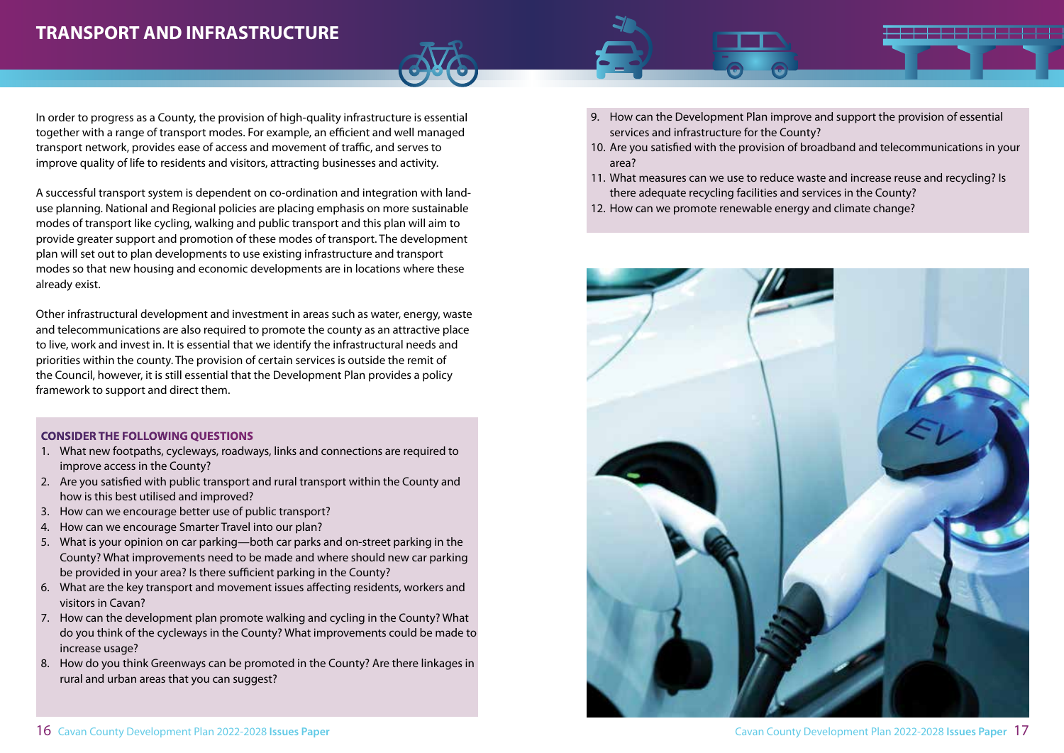# TRANSPORT AND INFRASTRUCTURE

In order to progress as a County, the provision of high-quality infrastructure is essential together with a range of transport modes. For example, an efficient and well managed transport network, provides ease of access and movement of traffic, and serves to improve quality of life to residents and visitors, attracting businesses and activity.

A successful transport system is dependent on co-ordination and integration with land-use planning. National and Regional policies are placing emphasis on more sustainable modes of transport like cycling, walking and public transport and this plan will aim to provide greater support and promotion of these modes of transport. The development plan will set out to plan developments to use existing infrastructure and transport modes so that new housing and economic developments are in locations where these already exist.

Other infrastructural development and investment in areas such as water, energy, waste and telecommunications are also required to promote the county as an attractive place to live, work and invest in. It is essential that we identify the infrastructural needs and priorities within the county. The provision of certain services is outside the remit of the Council, however, it is still essential that the Development Plan provides a policy framework to support and direct them.

### CONSIDER THE FOLLOWING QUESTIONS

1. What new footpaths, cycleways, roadways, links and connections are required to improve access in the County?
2. Are you satisfied with public transport and rural transport within the County and how is this best utilised and improved?
3. How can we encourage better use of public transport?
4. How can we encourage Smarter Travel into our plan?
5. What is your opinion on car parking—both car parks and on-street parking in the County? What improvements need to be made and where should new car parking be provided in your area? Is there sufficient parking in the County?
6. What are the key transport and movement issues affecting residents, workers and visitors in Cavan?
7. How can the development plan promote walking and cycling in the County? What do you think of the cycleways in the County? What improvements could be made to increase usage?
8. How do you think Greenways can be promoted in the County? Are there linkages in rural and urban areas that you can suggest?
9. How can the Development Plan improve and support the provision of essential services and infrastructure for the County?
10. Are you satisfied with the provision of broadband and telecommunications in your area?
11. What measures can we use to reduce waste and increase reuse and recycling? Is there adequate recycling facilities and services in the County?
12. How can we promote renewable energy and climate change?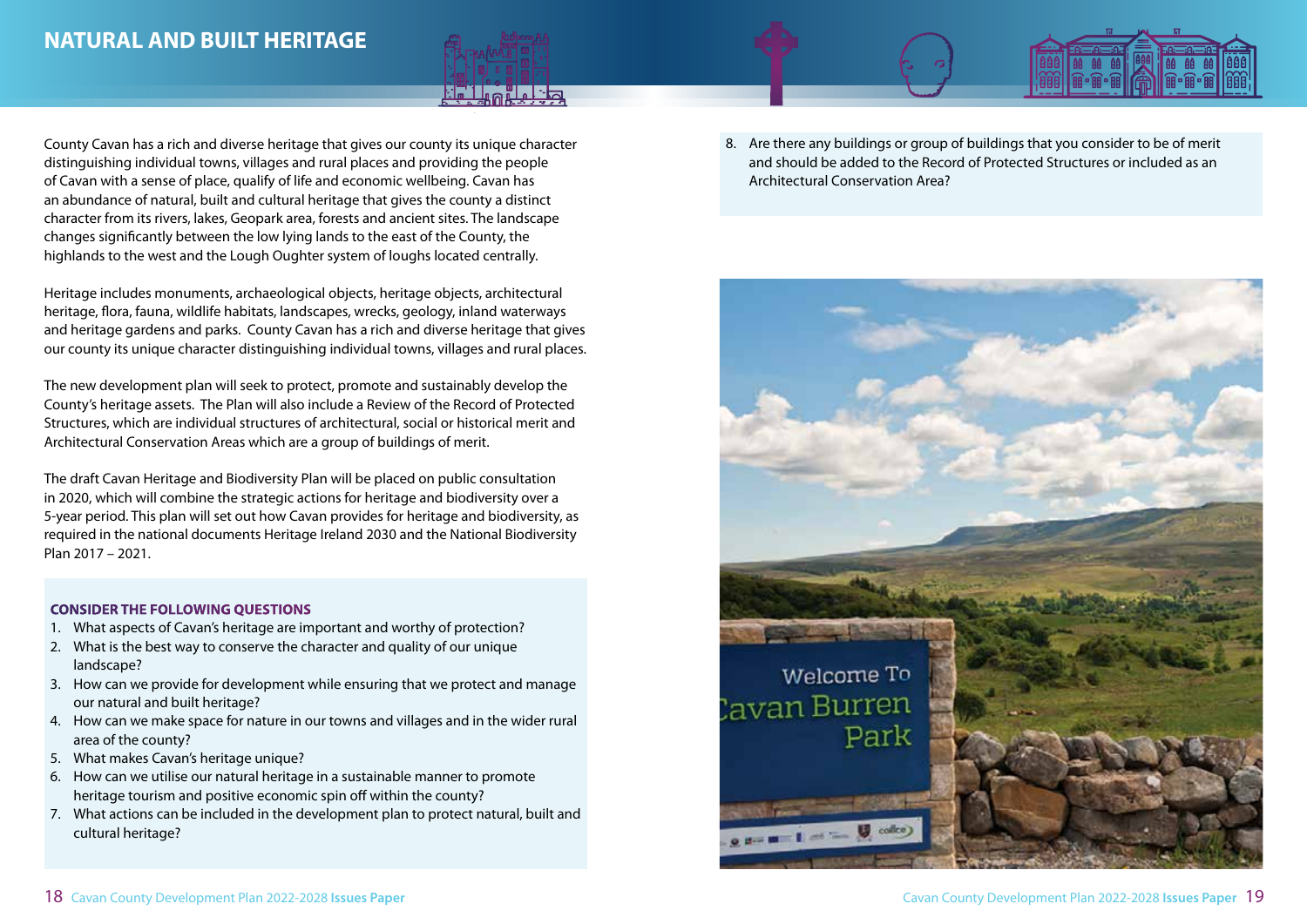# NATURAL AND BUILT HERITAGE

County Cavan has a rich and diverse heritage that gives our county its unique character distinguishing individual towns, villages and rural places and providing the people of Cavan with a sense of place, qualify of life and economic wellbeing. Cavan has an abundance of natural, built and cultural heritage that gives the county a distinct character from its rivers, lakes, Geopark area, forests and ancient sites. The landscape changes significantly between the low lying lands to the east of the County, the highlands to the west and the Lough Oughter system of loughs located centrally.

Heritage includes monuments, archaeological objects, heritage objects, architectural heritage, flora, fauna, wildlife habitats, landscapes, wrecks, geology, inland waterways and heritage gardens and parks. County Cavan has a rich and diverse heritage that gives our county its unique character distinguishing individual towns, villages and rural places.

The new development plan will seek to protect, promote and sustainably develop the County's heritage assets. The Plan will also include a Review of the Record of Protected Structures, which are individual structures of architectural, social or historical merit and Architectural Conservation Areas which are a group of buildings of merit.

The draft Cavan Heritage and Biodiversity Plan will be placed on public consultation in 2020, which will combine the strategic actions for heritage and biodiversity over a 5-year period. This plan will set out how Cavan provides for heritage and biodiversity, as required in the national documents Heritage Ireland 2030 and the National Biodiversity Plan 2017 – 2021.

**CONSIDER THE FOLLOWING QUESTIONS**

1. What aspects of Cavan's heritage are important and worthy of protection?
2. What is the best way to conserve the character and quality of our unique landscape?
3. How can we provide for development while ensuring that we protect and manage our natural and built heritage?
4. How can we make space for nature in our towns and villages and in the wider rural area of the county?
5. What makes Cavan's heritage unique?
6. How can we utilise our natural heritage in a sustainable manner to promote heritage tourism and positive economic spin off within the county?
7. What actions can be included in the development plan to protect natural, built and cultural heritage?
8. Are there any buildings or group of buildings that you consider to be of merit and should be added to the Record of Protected Structures or included as an Architectural Conservation Area?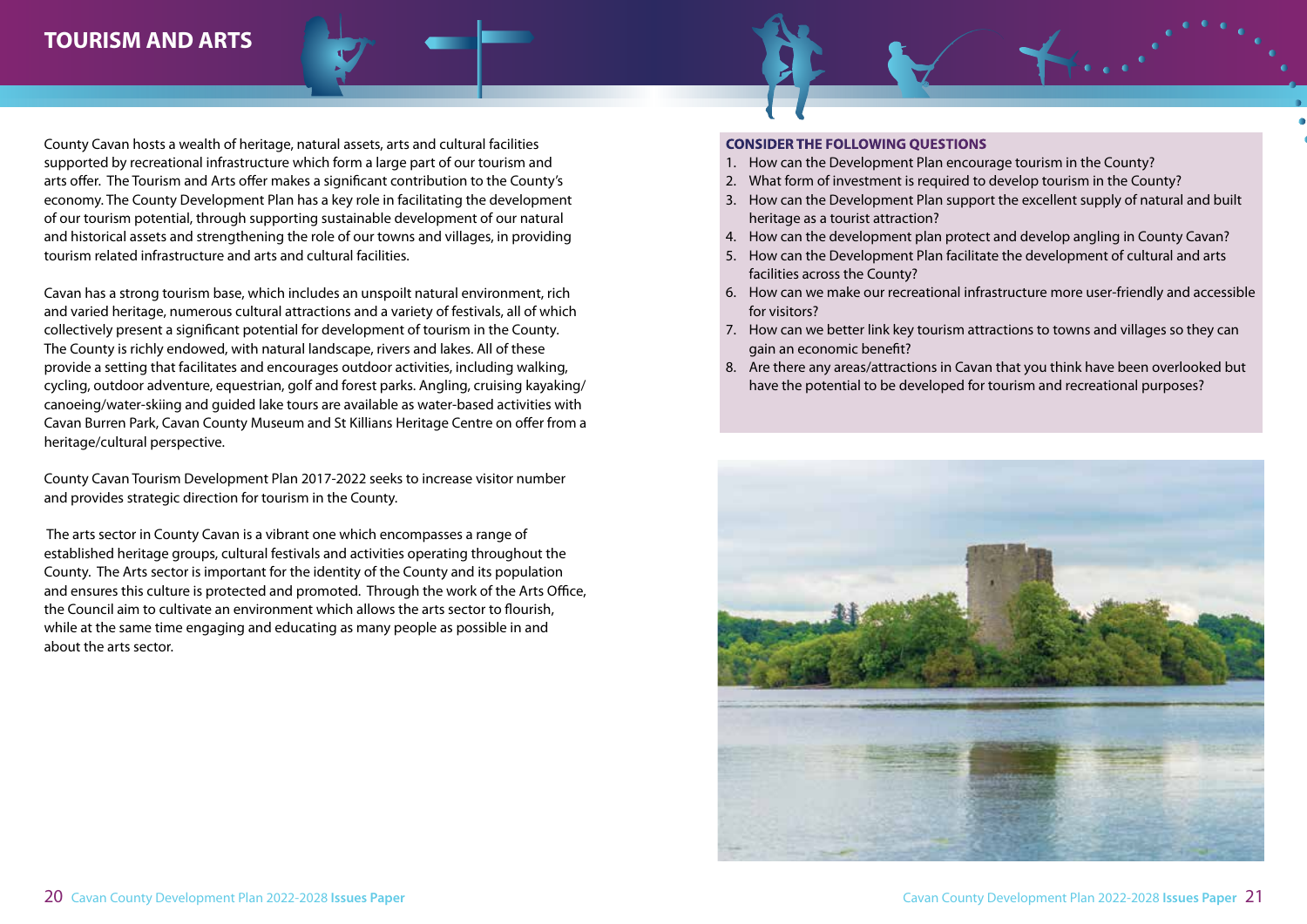# TOURISM AND ARTS

County Cavan hosts a wealth of heritage, natural assets, arts and cultural facilities supported by recreational infrastructure which form a large part of our tourism and arts offer. The Tourism and Arts offer makes a significant contribution to the County's economy. The County Development Plan has a key role in facilitating the development of our tourism potential, through supporting sustainable development of our natural and historical assets and strengthening the role of our towns and villages, in providing tourism related infrastructure and arts and cultural facilities.

Cavan has a strong tourism base, which includes an unspoilt natural environment, rich and varied heritage, numerous cultural attractions and a variety of festivals, all of which collectively present a significant potential for development of tourism in the County. The County is richly endowed, with natural landscape, rivers and lakes. All of these provide a setting that facilitates and encourages outdoor activities, including walking, cycling, outdoor adventure, equestrian, golf and forest parks. Angling, cruising kayaking/canoeing/water-skiing and guided lake tours are available as water-based activities with Cavan Burren Park, Cavan County Museum and St Killians Heritage Centre on offer from a heritage/cultural perspective.

County Cavan Tourism Development Plan 2017-2022 seeks to increase visitor number and provides strategic direction for tourism in the County.

The arts sector in County Cavan is a vibrant one which encompasses a range of established heritage groups, cultural festivals and activities operating throughout the County. The Arts sector is important for the identity of the County and its population and ensures this culture is protected and promoted. Through the work of the Arts Office, the Council aim to cultivate an environment which allows the arts sector to flourish, while at the same time engaging and educating as many people as possible in and about the arts sector.

**CONSIDER THE FOLLOWING QUESTIONS**

1. How can the Development Plan encourage tourism in the County?
2. What form of investment is required to develop tourism in the County?
3. How can the Development Plan support the excellent supply of natural and built heritage as a tourist attraction?
4. How can the development plan protect and develop angling in County Cavan?
5. How can the Development Plan facilitate the development of cultural and arts facilities across the County?
6. How can we make our recreational infrastructure more user-friendly and accessible for visitors?
7. How can we better link key tourism attractions to towns and villages so they can gain an economic benefit?
8. Are there any areas/attractions in Cavan that you think have been overlooked but have the potential to be developed for tourism and recreational purposes?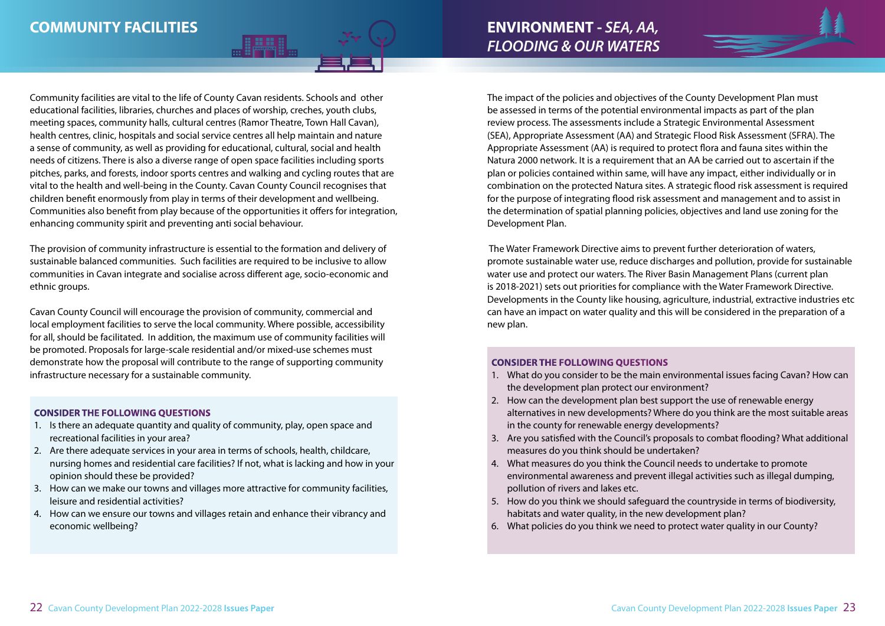## COMMUNITY FACILITIES

Community facilities are vital to the life of County Cavan residents. Schools and other educational facilities, libraries, churches and places of worship, creches, youth clubs, meeting spaces, community halls, cultural centres (Ramor Theatre, Town Hall Cavan), health centres, clinic, hospitals and social service centres all help maintain and nature a sense of community, as well as providing for educational, cultural, social and health needs of citizens. There is also a diverse range of open space facilities including sports pitches, parks, and forests, indoor sports centres and walking and cycling routes that are vital to the health and well-being in the County. Cavan County Council recognises that children benefit enormously from play in terms of their development and wellbeing. Communities also benefit from play because of the opportunities it offers for integration, enhancing community spirit and preventing anti social behaviour.

The provision of community infrastructure is essential to the formation and delivery of sustainable balanced communities. Such facilities are required to be inclusive to allow communities in Cavan integrate and socialise across different age, socio-economic and ethnic groups.

Cavan County Council will encourage the provision of community, commercial and local employment facilities to serve the local community. Where possible, accessibility for all, should be facilitated. In addition, the maximum use of community facilities will be promoted. Proposals for large-scale residential and/or mixed-use schemes must demonstrate how the proposal will contribute to the range of supporting community infrastructure necessary for a sustainable community.

**CONSIDER THE FOLLOWING QUESTIONS**

1. Is there an adequate quantity and quality of community, play, open space and recreational facilities in your area?
2. Are there adequate services in your area in terms of schools, health, childcare, nursing homes and residential care facilities? If not, what is lacking and how in your opinion should these be provided?
3. How can we make our towns and villages more attractive for community facilities, leisure and residential activities?
4. How can we ensure our towns and villages retain and enhance their vibrancy and economic wellbeing?

## ENVIRONMENT - *SEA, AA, FLOODING & OUR WATERS*

The impact of the policies and objectives of the County Development Plan must be assessed in terms of the potential environmental impacts as part of the plan review process. The assessments include a Strategic Environmental Assessment (SEA), Appropriate Assessment (AA) and Strategic Flood Risk Assessment (SFRA). The Appropriate Assessment (AA) is required to protect flora and fauna sites within the Natura 2000 network. It is a requirement that an AA be carried out to ascertain if the plan or policies contained within same, will have any impact, either individually or in combination on the protected Natura sites. A strategic flood risk assessment is required for the purpose of integrating flood risk assessment and management and to assist in the determination of spatial planning policies, objectives and land use zoning for the Development Plan.

The Water Framework Directive aims to prevent further deterioration of waters, promote sustainable water use, reduce discharges and pollution, provide for sustainable water use and protect our waters. The River Basin Management Plans (current plan is 2018-2021) sets out priorities for compliance with the Water Framework Directive. Developments in the County like housing, agriculture, industrial, extractive industries etc can have an impact on water quality and this will be considered in the preparation of a new plan.

**CONSIDER THE FOLLOWING QUESTIONS**

1. What do you consider to be the main environmental issues facing Cavan? How can the development plan protect our environment?
2. How can the development plan best support the use of renewable energy alternatives in new developments? Where do you think are the most suitable areas in the county for renewable energy developments?
3. Are you satisfied with the Council's proposals to combat flooding? What additional measures do you think should be undertaken?
4. What measures do you think the Council needs to undertake to promote environmental awareness and prevent illegal activities such as illegal dumping, pollution of rivers and lakes etc.
5. How do you think we should safeguard the countryside in terms of biodiversity, habitats and water quality, in the new development plan?
6. What policies do you think we need to protect water quality in our County?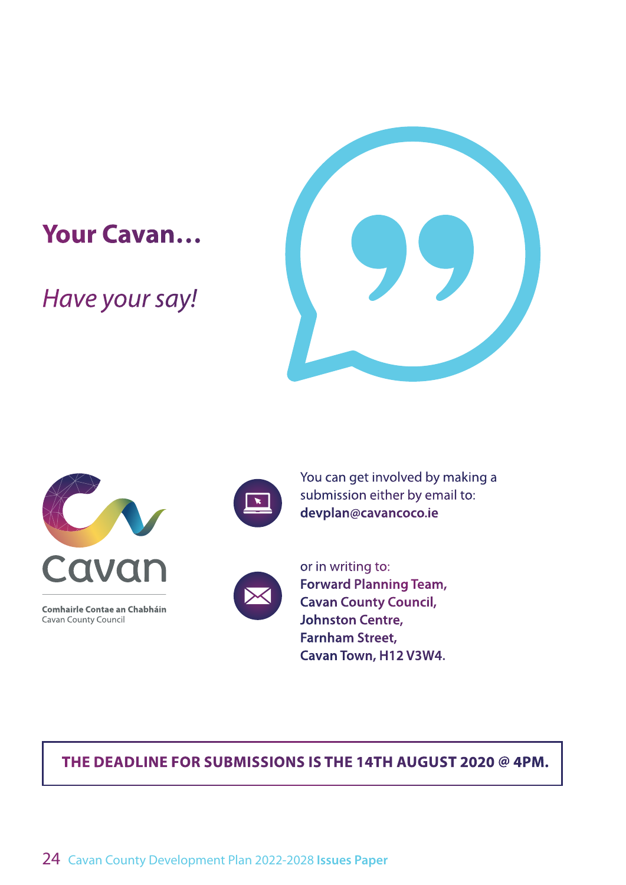# Your Cavan…

*Have your say!*

Comhairle Contae an Chabháin
Cavan County Council

You can get involved by making a submission either by email to:
**devplan@cavancoco.ie**

or in writing to:
**Forward Planning Team,**
**Cavan County Council,**
**Johnston Centre,**
**Farnham Street,**
**Cavan Town, H12 V3W4.**

**THE DEADLINE FOR SUBMISSIONS IS THE 14TH AUGUST 2020 @ 4PM.**